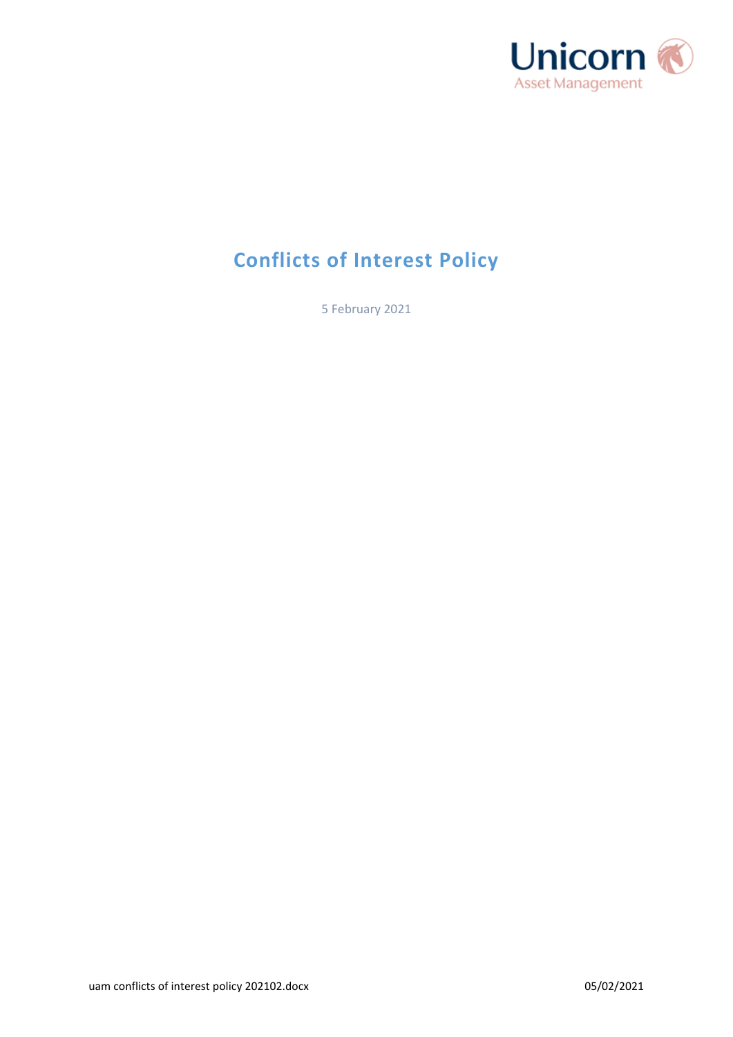Unicorn
Asset Management

# Conflicts of Interest Policy

5 February 2021

uam conflicts of interest policy 202102.docx 05/02/2021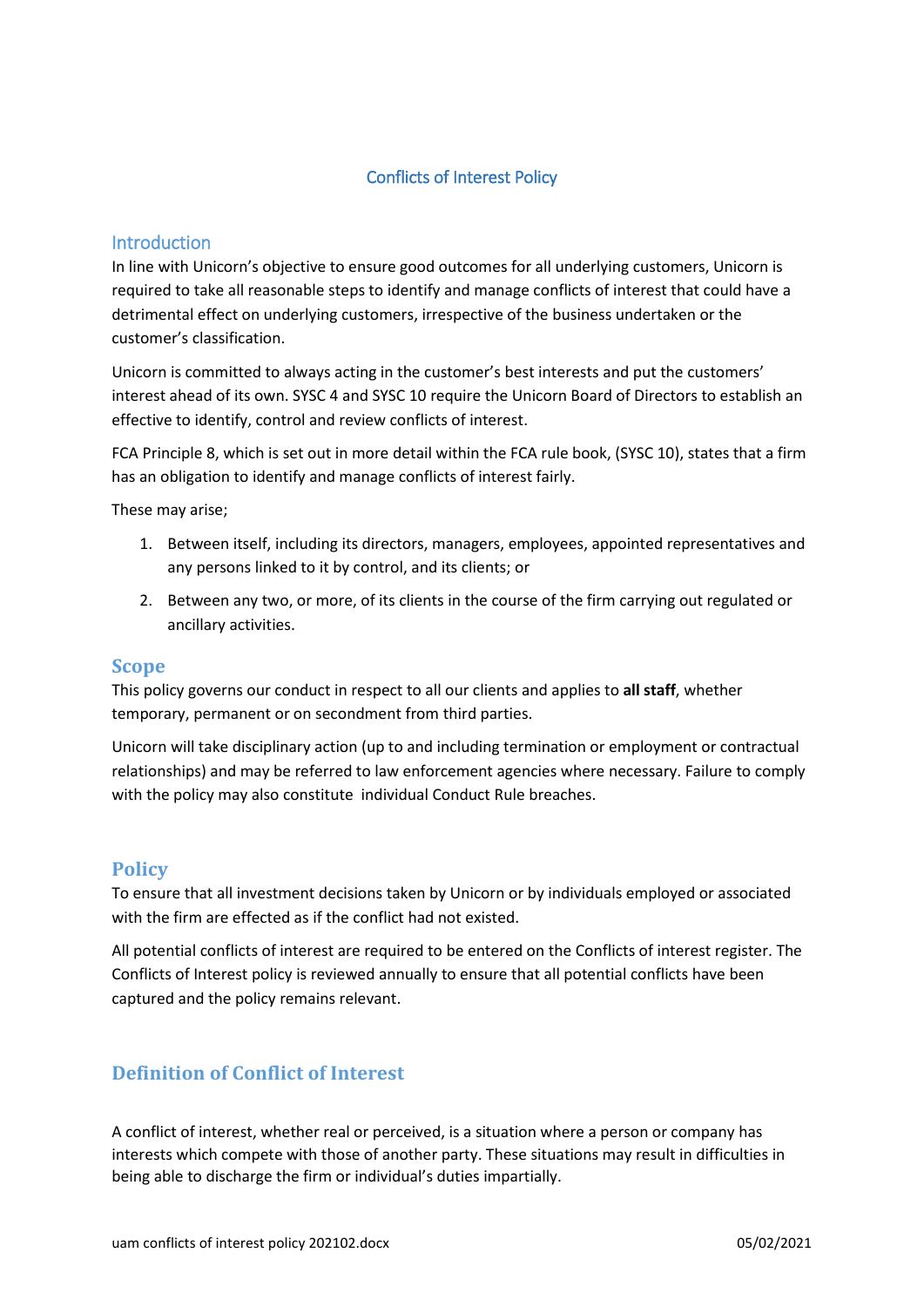# Conflicts of Interest Policy

## Introduction

In line with Unicorn's objective to ensure good outcomes for all underlying customers, Unicorn is required to take all reasonable steps to identify and manage conflicts of interest that could have a detrimental effect on underlying customers, irrespective of the business undertaken or the customer's classification.

Unicorn is committed to always acting in the customer's best interests and put the customers' interest ahead of its own. SYSC 4 and SYSC 10 require the Unicorn Board of Directors to establish an effective to identify, control and review conflicts of interest.

FCA Principle 8, which is set out in more detail within the FCA rule book, (SYSC 10), states that a firm has an obligation to identify and manage conflicts of interest fairly.

These may arise;

1. Between itself, including its directors, managers, employees, appointed representatives and any persons linked to it by control, and its clients; or
2. Between any two, or more, of its clients in the course of the firm carrying out regulated or ancillary activities.

## Scope

This policy governs our conduct in respect to all our clients and applies to **all staff**, whether temporary, permanent or on secondment from third parties.

Unicorn will take disciplinary action (up to and including termination or employment or contractual relationships) and may be referred to law enforcement agencies where necessary. Failure to comply with the policy may also constitute individual Conduct Rule breaches.

## Policy

To ensure that all investment decisions taken by Unicorn or by individuals employed or associated with the firm are effected as if the conflict had not existed.

All potential conflicts of interest are required to be entered on the Conflicts of interest register. The Conflicts of Interest policy is reviewed annually to ensure that all potential conflicts have been captured and the policy remains relevant.

## Definition of Conflict of Interest

A conflict of interest, whether real or perceived, is a situation where a person or company has interests which compete with those of another party. These situations may result in difficulties in being able to discharge the firm or individual's duties impartially.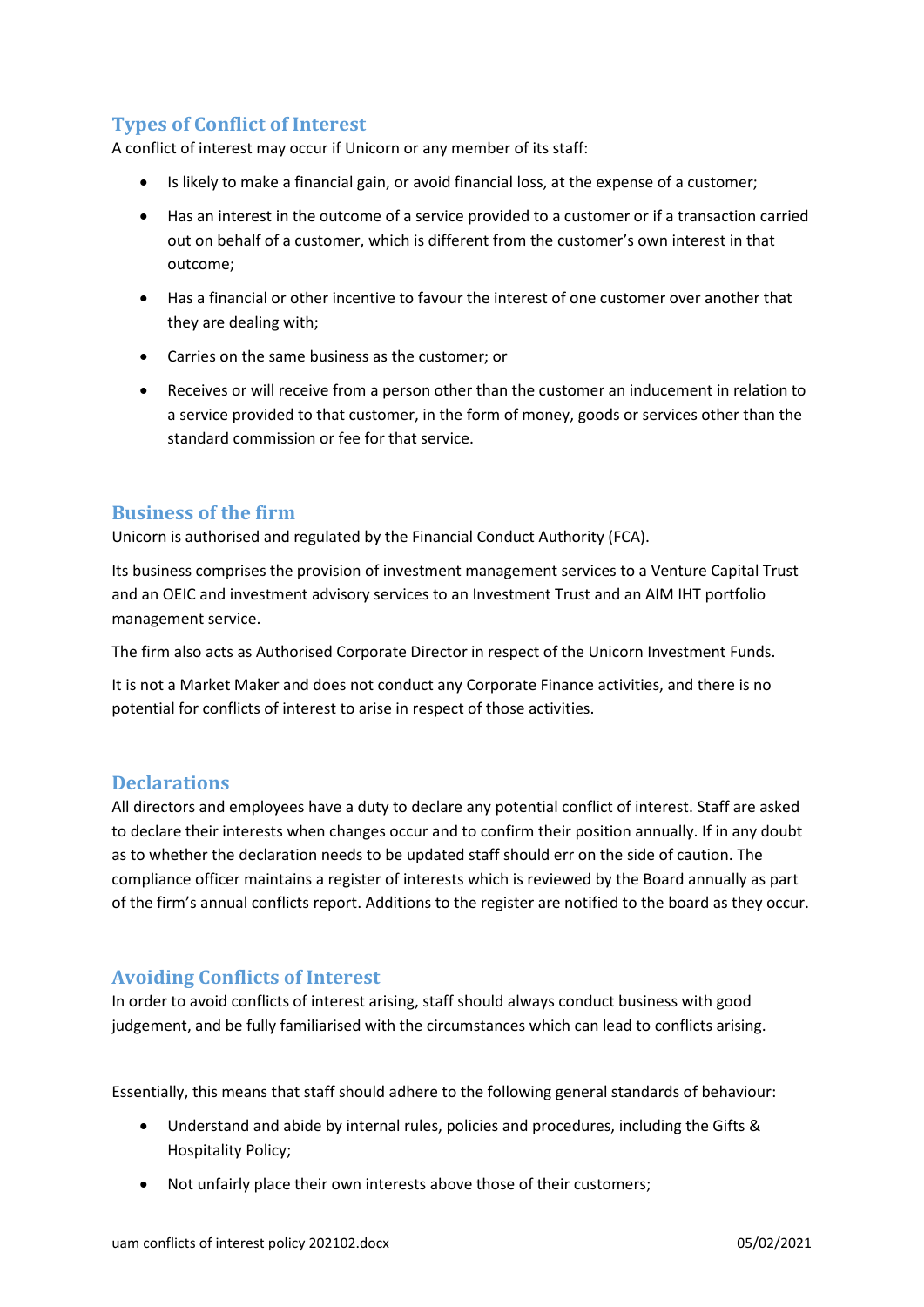## Types of Conflict of Interest

A conflict of interest may occur if Unicorn or any member of its staff:

- Is likely to make a financial gain, or avoid financial loss, at the expense of a customer;
- Has an interest in the outcome of a service provided to a customer or if a transaction carried out on behalf of a customer, which is different from the customer's own interest in that outcome;
- Has a financial or other incentive to favour the interest of one customer over another that they are dealing with;
- Carries on the same business as the customer; or
- Receives or will receive from a person other than the customer an inducement in relation to a service provided to that customer, in the form of money, goods or services other than the standard commission or fee for that service.

## Business of the firm

Unicorn is authorised and regulated by the Financial Conduct Authority (FCA).

Its business comprises the provision of investment management services to a Venture Capital Trust and an OEIC and investment advisory services to an Investment Trust and an AIM IHT portfolio management service.

The firm also acts as Authorised Corporate Director in respect of the Unicorn Investment Funds.

It is not a Market Maker and does not conduct any Corporate Finance activities, and there is no potential for conflicts of interest to arise in respect of those activities.

## Declarations

All directors and employees have a duty to declare any potential conflict of interest. Staff are asked to declare their interests when changes occur and to confirm their position annually. If in any doubt as to whether the declaration needs to be updated staff should err on the side of caution. The compliance officer maintains a register of interests which is reviewed by the Board annually as part of the firm's annual conflicts report. Additions to the register are notified to the board as they occur.

## Avoiding Conflicts of Interest

In order to avoid conflicts of interest arising, staff should always conduct business with good judgement, and be fully familiarised with the circumstances which can lead to conflicts arising.

Essentially, this means that staff should adhere to the following general standards of behaviour:

- Understand and abide by internal rules, policies and procedures, including the Gifts & Hospitality Policy;
- Not unfairly place their own interests above those of their customers;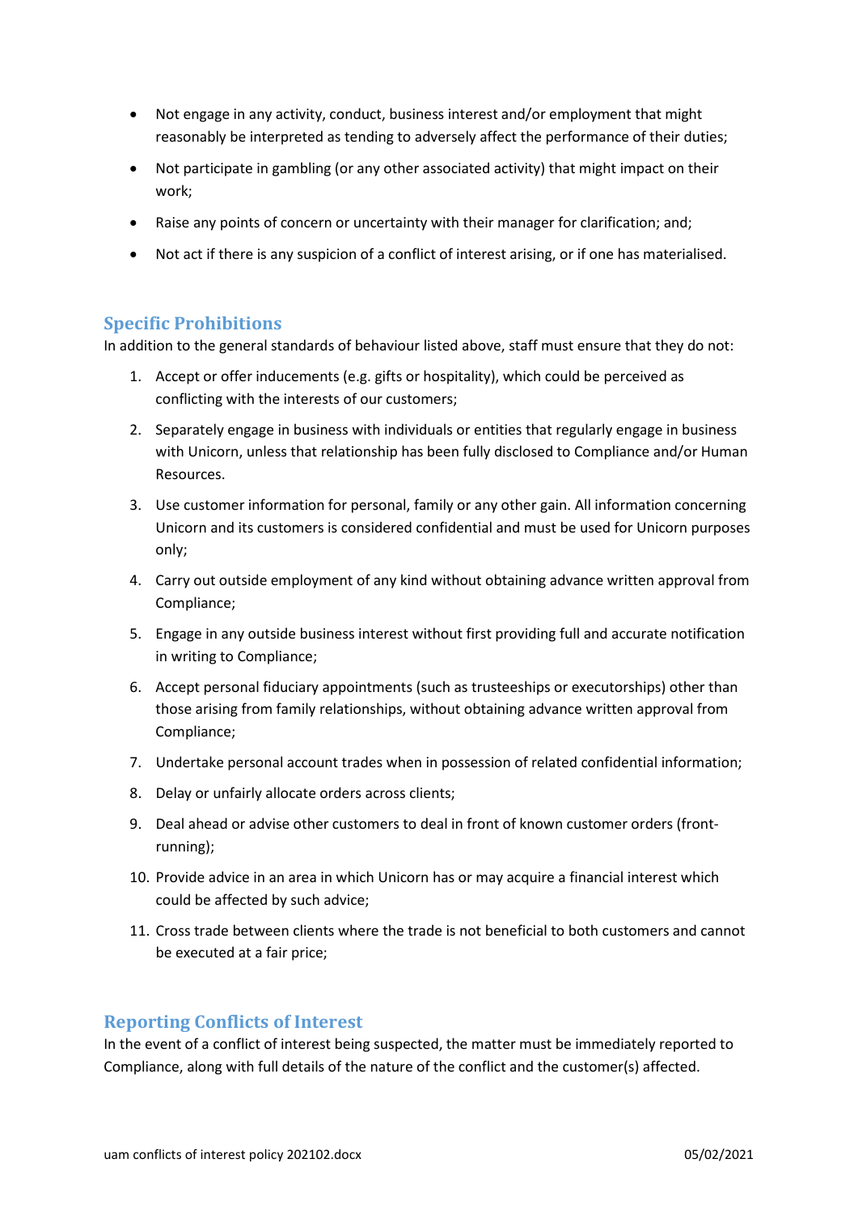- Not engage in any activity, conduct, business interest and/or employment that might reasonably be interpreted as tending to adversely affect the performance of their duties;
- Not participate in gambling (or any other associated activity) that might impact on their work;
- Raise any points of concern or uncertainty with their manager for clarification; and;
- Not act if there is any suspicion of a conflict of interest arising, or if one has materialised.

## Specific Prohibitions

In addition to the general standards of behaviour listed above, staff must ensure that they do not:

1. Accept or offer inducements (e.g. gifts or hospitality), which could be perceived as conflicting with the interests of our customers;
2. Separately engage in business with individuals or entities that regularly engage in business with Unicorn, unless that relationship has been fully disclosed to Compliance and/or Human Resources.
3. Use customer information for personal, family or any other gain. All information concerning Unicorn and its customers is considered confidential and must be used for Unicorn purposes only;
4. Carry out outside employment of any kind without obtaining advance written approval from Compliance;
5. Engage in any outside business interest without first providing full and accurate notification in writing to Compliance;
6. Accept personal fiduciary appointments (such as trusteeships or executorships) other than those arising from family relationships, without obtaining advance written approval from Compliance;
7. Undertake personal account trades when in possession of related confidential information;
8. Delay or unfairly allocate orders across clients;
9. Deal ahead or advise other customers to deal in front of known customer orders (front-running);
10. Provide advice in an area in which Unicorn has or may acquire a financial interest which could be affected by such advice;
11. Cross trade between clients where the trade is not beneficial to both customers and cannot be executed at a fair price;

## Reporting Conflicts of Interest

In the event of a conflict of interest being suspected, the matter must be immediately reported to Compliance, along with full details of the nature of the conflict and the customer(s) affected.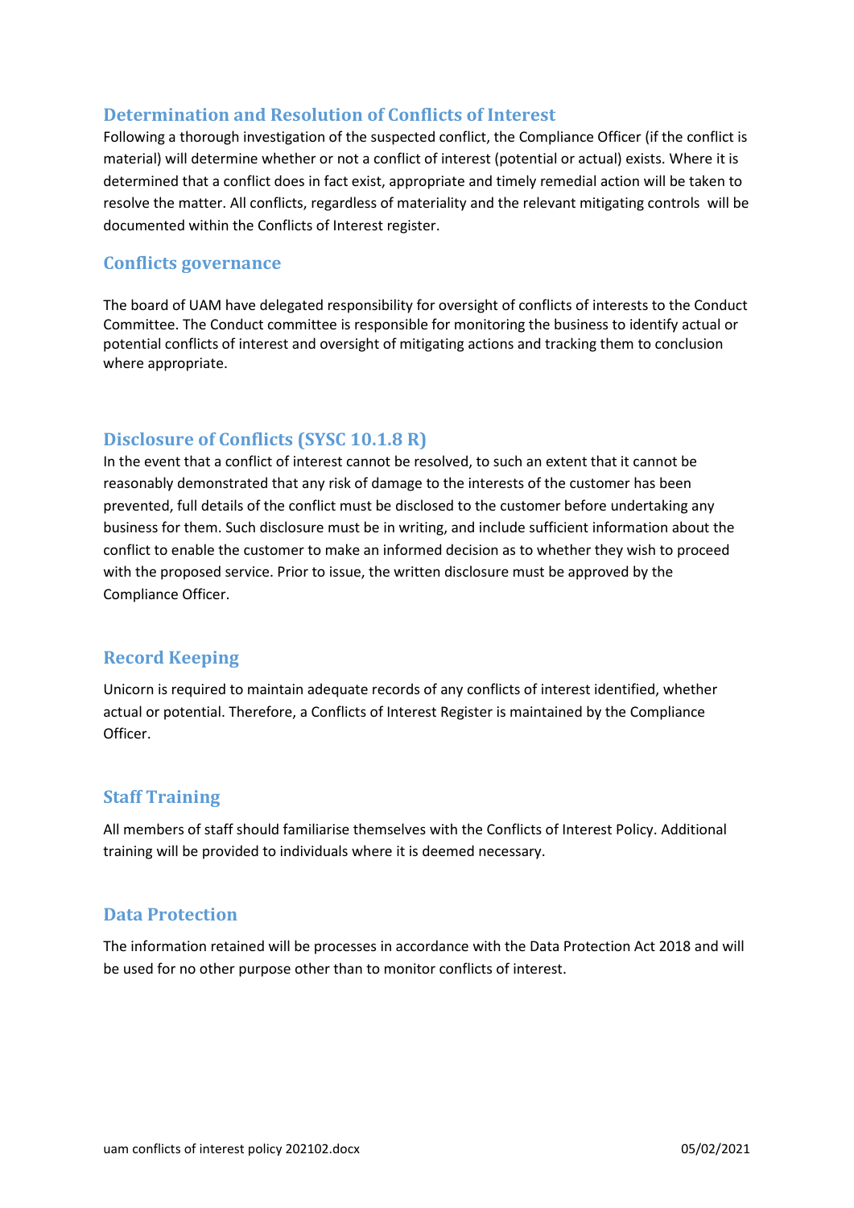## Determination and Resolution of Conflicts of Interest

Following a thorough investigation of the suspected conflict, the Compliance Officer (if the conflict is material) will determine whether or not a conflict of interest (potential or actual) exists. Where it is determined that a conflict does in fact exist, appropriate and timely remedial action will be taken to resolve the matter. All conflicts, regardless of materiality and the relevant mitigating controls will be documented within the Conflicts of Interest register.

## Conflicts governance

The board of UAM have delegated responsibility for oversight of conflicts of interests to the Conduct Committee. The Conduct committee is responsible for monitoring the business to identify actual or potential conflicts of interest and oversight of mitigating actions and tracking them to conclusion where appropriate.

## Disclosure of Conflicts (SYSC 10.1.8 R)

In the event that a conflict of interest cannot be resolved, to such an extent that it cannot be reasonably demonstrated that any risk of damage to the interests of the customer has been prevented, full details of the conflict must be disclosed to the customer before undertaking any business for them. Such disclosure must be in writing, and include sufficient information about the conflict to enable the customer to make an informed decision as to whether they wish to proceed with the proposed service. Prior to issue, the written disclosure must be approved by the Compliance Officer.

## Record Keeping

Unicorn is required to maintain adequate records of any conflicts of interest identified, whether actual or potential. Therefore, a Conflicts of Interest Register is maintained by the Compliance Officer.

## Staff Training

All members of staff should familiarise themselves with the Conflicts of Interest Policy. Additional training will be provided to individuals where it is deemed necessary.

## Data Protection

The information retained will be processes in accordance with the Data Protection Act 2018 and will be used for no other purpose other than to monitor conflicts of interest.